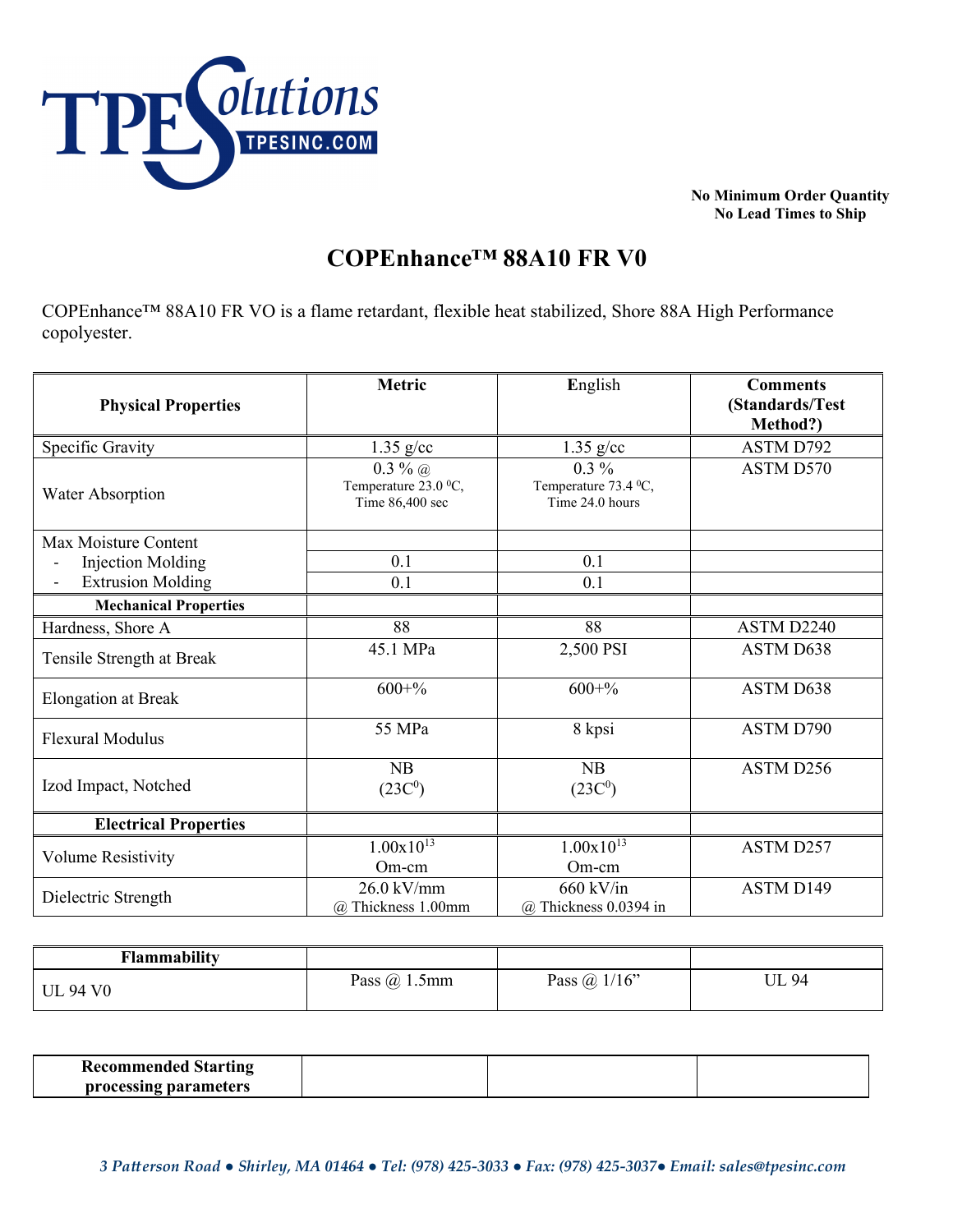No Minimum Order Quantity
No Lead Times to Ship

# COPEnhance™ 88A10 FR V0

COPEnhance™ 88A10 FR VO is a flame retardant, flexible heat stabilized, Shore 88A High Performance copolyester.

| **Physical Properties** | **Metric** | **E**nglish | **Comments (Standards/Test Method?)** |
|---|---|---|---|
| Specific Gravity | 1.35 g/cc | 1.35 g/cc | ASTM D792 |
| Water Absorption | 0.3 % @ Temperature 23.0 $^0$C, Time 86,400 sec | 0.3 % Temperature 73.4 $^0$C, Time 24.0 hours | ASTM D570 |
| Max Moisture Content | | | |
| - Injection Molding | 0.1 | 0.1 | |
| - Extrusion Molding | 0.1 | 0.1 | |
| **Mechanical Properties** | | | |
| Hardness, Shore A | 88 | 88 | ASTM D2240 |
| Tensile Strength at Break | 45.1 MPa | 2,500 PSI | ASTM D638 |
| Elongation at Break | 600+% | 600+% | ASTM D638 |
| Flexural Modulus | 55 MPa | 8 kpsi | ASTM D790 |
| Izod Impact, Notched | NB (23C$^0$) | NB (23C$^0$) | ASTM D256 |
| **Electrical Properties** | | | |
| Volume Resistivity | $1.00 \times 10^{13}$ Om-cm | $1.00 \times 10^{13}$ Om-cm | ASTM D257 |
| Dielectric Strength | 26.0 kV/mm @ Thickness 1.00mm | 660 kV/in @ Thickness 0.0394 in | ASTM D149 |

| **Flammability** | | | |
|---|---|---|---|
| UL 94 V0 | Pass @ 1.5mm | Pass @ 1/16" | UL 94 |

| **Recommended Starting processing parameters** | | | |
|---|---|---|---|

*3 Patterson Road ● Shirley, MA 01464 ● Tel: (978) 425-3033 ● Fax: (978) 425-3037● Email: sales@tpesinc.com*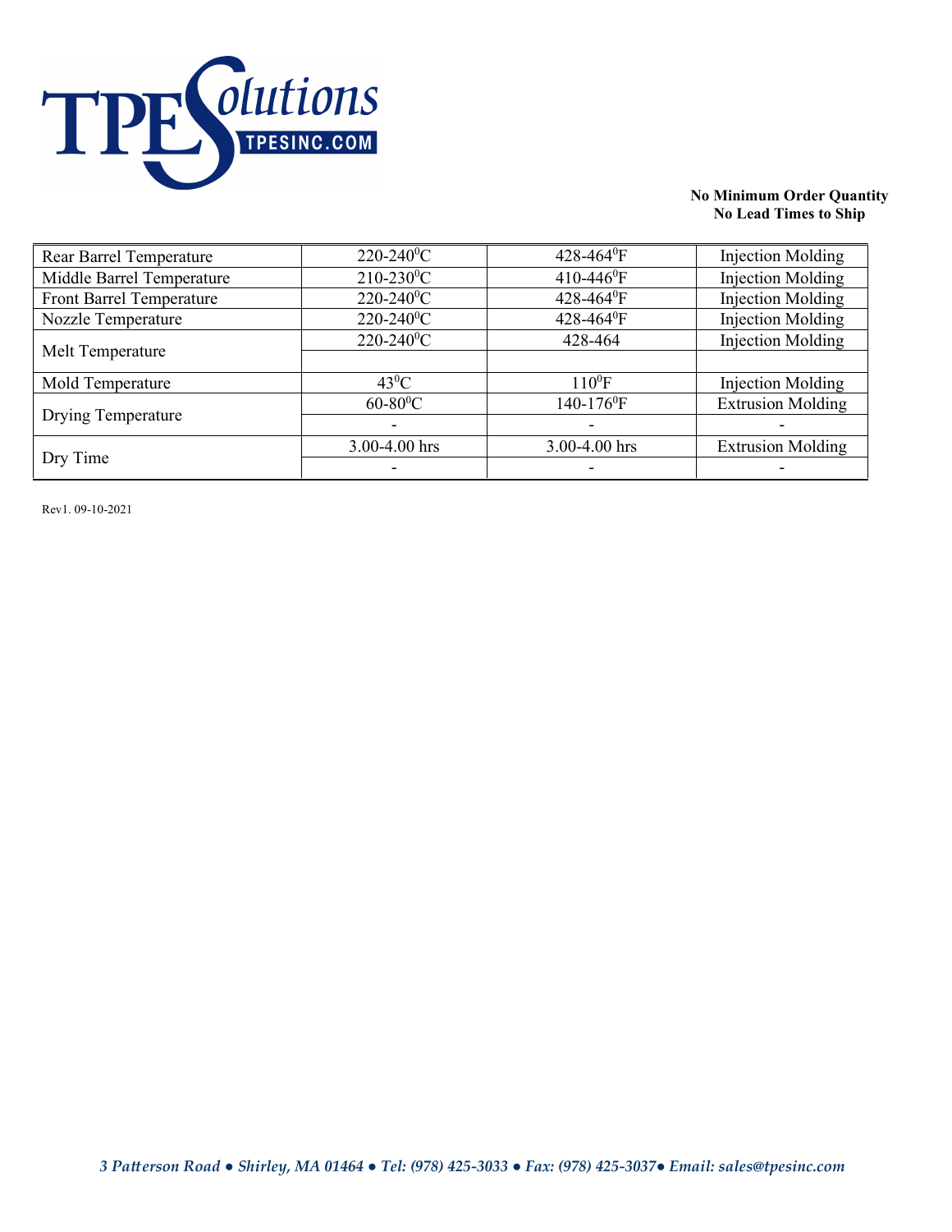**No Minimum Order Quantity**
**No Lead Times to Ship**

| | | | |
|---|---|---|---|
| Rear Barrel Temperature | 220-240$^0$C | 428-464$^0$F | Injection Molding |
| Middle Barrel Temperature | 210-230$^0$C | 410-446$^0$F | Injection Molding |
| Front Barrel Temperature | 220-240$^0$C | 428-464$^0$F | Injection Molding |
| Nozzle Temperature | 220-240$^0$C | 428-464$^0$F | Injection Molding |
| Melt Temperature | 220-240$^0$C | 428-464 | Injection Molding |
| | | | |
| Mold Temperature | 43$^0$C | 110$^0$F | Injection Molding |
| Drying Temperature | 60-80$^0$C | 140-176$^0$F | Extrusion Molding |
| | - | - | - |
| Dry Time | 3.00-4.00 hrs | 3.00-4.00 hrs | Extrusion Molding |
| | - | - | - |

Rev1. 09-10-2021

*3 Patterson Road ● Shirley, MA 01464 ● Tel: (978) 425-3033 ● Fax: (978) 425-3037● Email: sales@tpesinc.com*